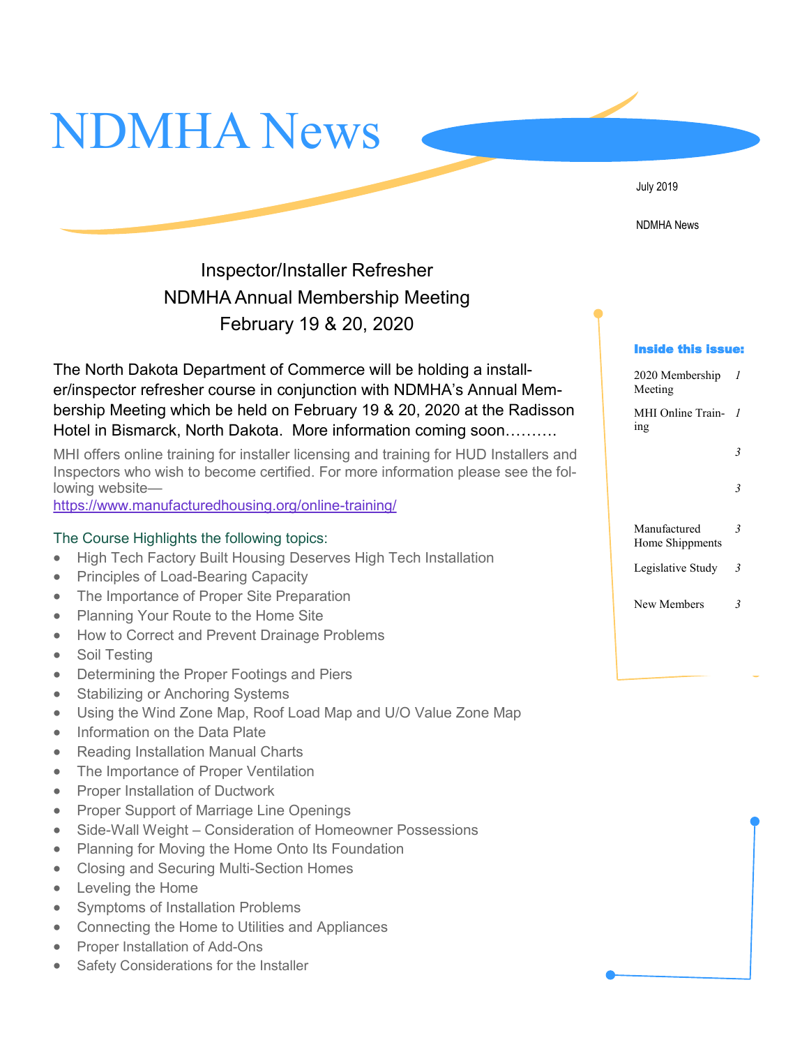# NDMHA News

July 2019

NDMHA News

## Inspector/Installer Refresher
## NDMHA Annual Membership Meeting
## February 19 & 20, 2020

The North Dakota Department of Commerce will be holding a installer/inspector refresher course in conjunction with NDMHA's Annual Membership Meeting which be held on February 19 & 20, 2020 at the Radisson Hotel in Bismarck, North Dakota. More information coming soon……….

MHI offers online training for installer licensing and training for HUD Installers and Inspectors who wish to become certified. For more information please see the following website—
https://www.manufacturedhousing.org/online-training/

### The Course Highlights the following topics:

- High Tech Factory Built Housing Deserves High Tech Installation
- Principles of Load-Bearing Capacity
- The Importance of Proper Site Preparation
- Planning Your Route to the Home Site
- How to Correct and Prevent Drainage Problems
- Soil Testing
- Determining the Proper Footings and Piers
- Stabilizing or Anchoring Systems
- Using the Wind Zone Map, Roof Load Map and U/O Value Zone Map
- Information on the Data Plate
- Reading Installation Manual Charts
- The Importance of Proper Ventilation
- Proper Installation of Ductwork
- Proper Support of Marriage Line Openings
- Side-Wall Weight – Consideration of Homeowner Possessions
- Planning for Moving the Home Onto Its Foundation
- Closing and Securing Multi-Section Homes
- Leveling the Home
- Symptoms of Installation Problems
- Connecting the Home to Utilities and Appliances
- Proper Installation of Add-Ons
- Safety Considerations for the Installer

**Inside this issue:**

| | |
|---|---|
| 2020 Membership Meeting | 1 |
| MHI Online Training | 1 |
| | 3 |
| | 3 |
| Manufactured Home Shippments | 3 |
| Legislative Study | 3 |
| New Members | 3 |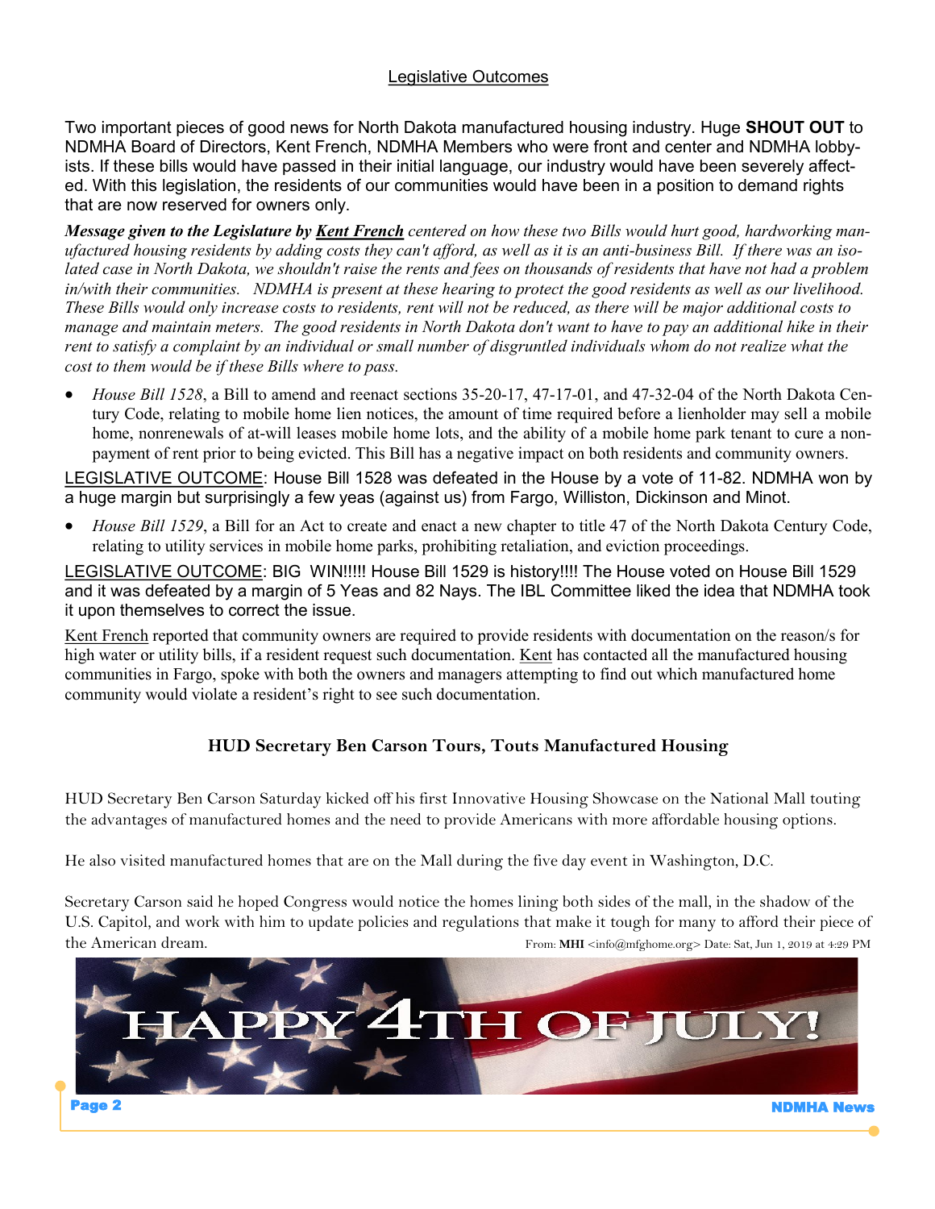## Legislative Outcomes

Two important pieces of good news for North Dakota manufactured housing industry. Huge **SHOUT OUT** to NDMHA Board of Directors, Kent French, NDMHA Members who were front and center and NDMHA lobbyists. If these bills would have passed in their initial language, our industry would have been severely affected. With this legislation, the residents of our communities would have been in a position to demand rights that are now reserved for owners only.

***Message given to the Legislature by Kent French*** *centered on how these two Bills would hurt good, hardworking manufactured housing residents by adding costs they can't afford, as well as it is an anti-business Bill. If there was an isolated case in North Dakota, we shouldn't raise the rents and fees on thousands of residents that have not had a problem in/with their communities. NDMHA is present at these hearing to protect the good residents as well as our livelihood. These Bills would only increase costs to residents, rent will not be reduced, as there will be major additional costs to manage and maintain meters. The good residents in North Dakota don't want to have to pay an additional hike in their rent to satisfy a complaint by an individual or small number of disgruntled individuals whom do not realize what the cost to them would be if these Bills where to pass.*

- *House Bill 1528*, a Bill to amend and reenact sections 35-20-17, 47-17-01, and 47-32-04 of the North Dakota Century Code, relating to mobile home lien notices, the amount of time required before a lienholder may sell a mobile home, nonrenewals of at-will leases mobile home lots, and the ability of a mobile home park tenant to cure a nonpayment of rent prior to being evicted. This Bill has a negative impact on both residents and community owners.

LEGISLATIVE OUTCOME: House Bill 1528 was defeated in the House by a vote of 11-82. NDMHA won by a huge margin but surprisingly a few yeas (against us) from Fargo, Williston, Dickinson and Minot.

- *House Bill 1529*, a Bill for an Act to create and enact a new chapter to title 47 of the North Dakota Century Code, relating to utility services in mobile home parks, prohibiting retaliation, and eviction proceedings.

LEGISLATIVE OUTCOME: BIG WIN!!!!! House Bill 1529 is history!!!! The House voted on House Bill 1529 and it was defeated by a margin of 5 Yeas and 82 Nays. The IBL Committee liked the idea that NDMHA took it upon themselves to correct the issue.

Kent French reported that community owners are required to provide residents with documentation on the reason/s for high water or utility bills, if a resident request such documentation. Kent has contacted all the manufactured housing communities in Fargo, spoke with both the owners and managers attempting to find out which manufactured home community would violate a resident's right to see such documentation.

### HUD Secretary Ben Carson Tours, Touts Manufactured Housing

HUD Secretary Ben Carson Saturday kicked off his first Innovative Housing Showcase on the National Mall touting the advantages of manufactured homes and the need to provide Americans with more affordable housing options.

He also visited manufactured homes that are on the Mall during the five day event in Washington, D.C.

Secretary Carson said he hoped Congress would notice the homes lining both sides of the mall, in the shadow of the U.S. Capitol, and work with him to update policies and regulations that make it tough for many to afford their piece of the American dream.

From: **MHI** <info@mfghome.org> Date: Sat, Jun 1, 2019 at 4:29 PM

HAPPY 4TH OF JULY!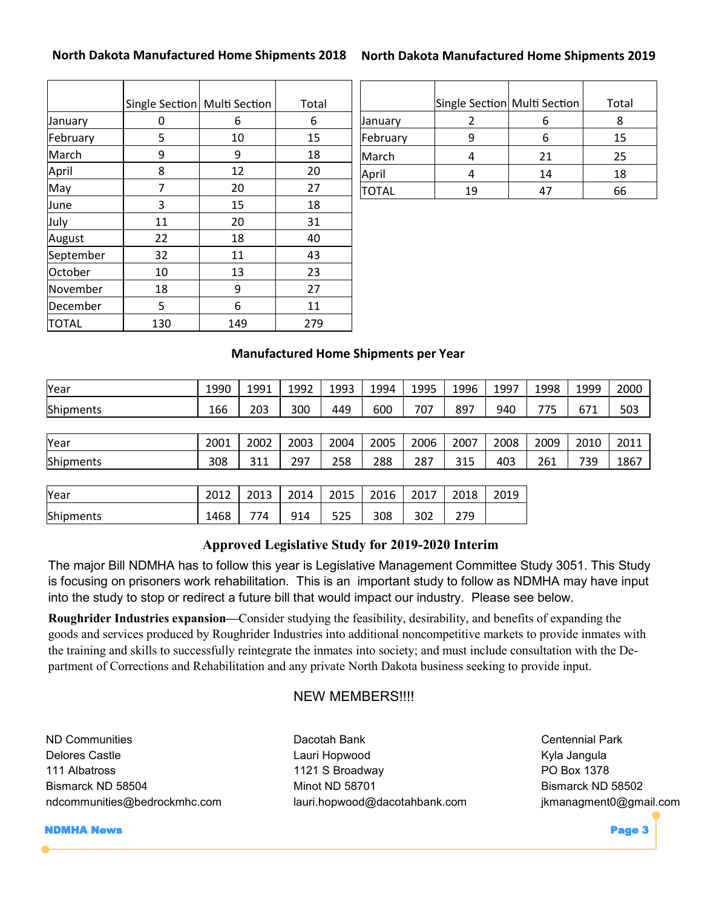## North Dakota Manufactured Home Shipments 2018

| | Single Section | Multi Section | Total |
|---|---|---|---|
| January | 0 | 6 | 6 |
| February | 5 | 10 | 15 |
| March | 9 | 9 | 18 |
| April | 8 | 12 | 20 |
| May | 7 | 20 | 27 |
| June | 3 | 15 | 18 |
| July | 11 | 20 | 31 |
| August | 22 | 18 | 40 |
| September | 32 | 11 | 43 |
| October | 10 | 13 | 23 |
| November | 18 | 9 | 27 |
| December | 5 | 6 | 11 |
| TOTAL | 130 | 149 | 279 |

## North Dakota Manufactured Home Shipments 2019

| | Single Section | Multi Section | Total |
|---|---|---|---|
| January | 2 | 6 | 8 |
| February | 9 | 6 | 15 |
| March | 4 | 21 | 25 |
| April | 4 | 14 | 18 |
| TOTAL | 19 | 47 | 66 |

## Manufactured Home Shipments per Year

| Year | 1990 | 1991 | 1992 | 1993 | 1994 | 1995 | 1996 | 1997 | 1998 | 1999 | 2000 |
|---|---|---|---|---|---|---|---|---|---|---|---|
| Shipments | 166 | 203 | 300 | 449 | 600 | 707 | 897 | 940 | 775 | 671 | 503 |

| Year | 2001 | 2002 | 2003 | 2004 | 2005 | 2006 | 2007 | 2008 | 2009 | 2010 | 2011 |
|---|---|---|---|---|---|---|---|---|---|---|---|
| Shipments | 308 | 311 | 297 | 258 | 288 | 287 | 315 | 403 | 261 | 739 | 1867 |

| Year | 2012 | 2013 | 2014 | 2015 | 2016 | 2017 | 2018 | 2019 |
|---|---|---|---|---|---|---|---|---|
| Shipments | 1468 | 774 | 914 | 525 | 308 | 302 | 279 | |

## Approved Legislative Study for 2019-2020 Interim

The major Bill NDMHA has to follow this year is Legislative Management Committee Study 3051. This Study is focusing on prisoners work rehabilitation. This is an important study to follow as NDMHA may have input into the study to stop or redirect a future bill that would impact our industry. Please see below.

**Roughrider Industries expansion**—Consider studying the feasibility, desirability, and benefits of expanding the goods and services produced by Roughrider Industries into additional noncompetitive markets to provide inmates with the training and skills to successfully reintegrate the inmates into society; and must include consultation with the Department of Corrections and Rehabilitation and any private North Dakota business seeking to provide input.

## NEW MEMBERS!!!!

ND Communities
Delores Castle
111 Albatross
Bismarck ND 58504
ndcommunities@bedrockmhc.com

Dacotah Bank
Lauri Hopwood
1121 S Broadway
Minot ND 58701
lauri.hopwood@dacotahbank.com

Centennial Park
Kyla Jangula
PO Box 1378
Bismarck ND 58502
jkmanagment0@gmail.com